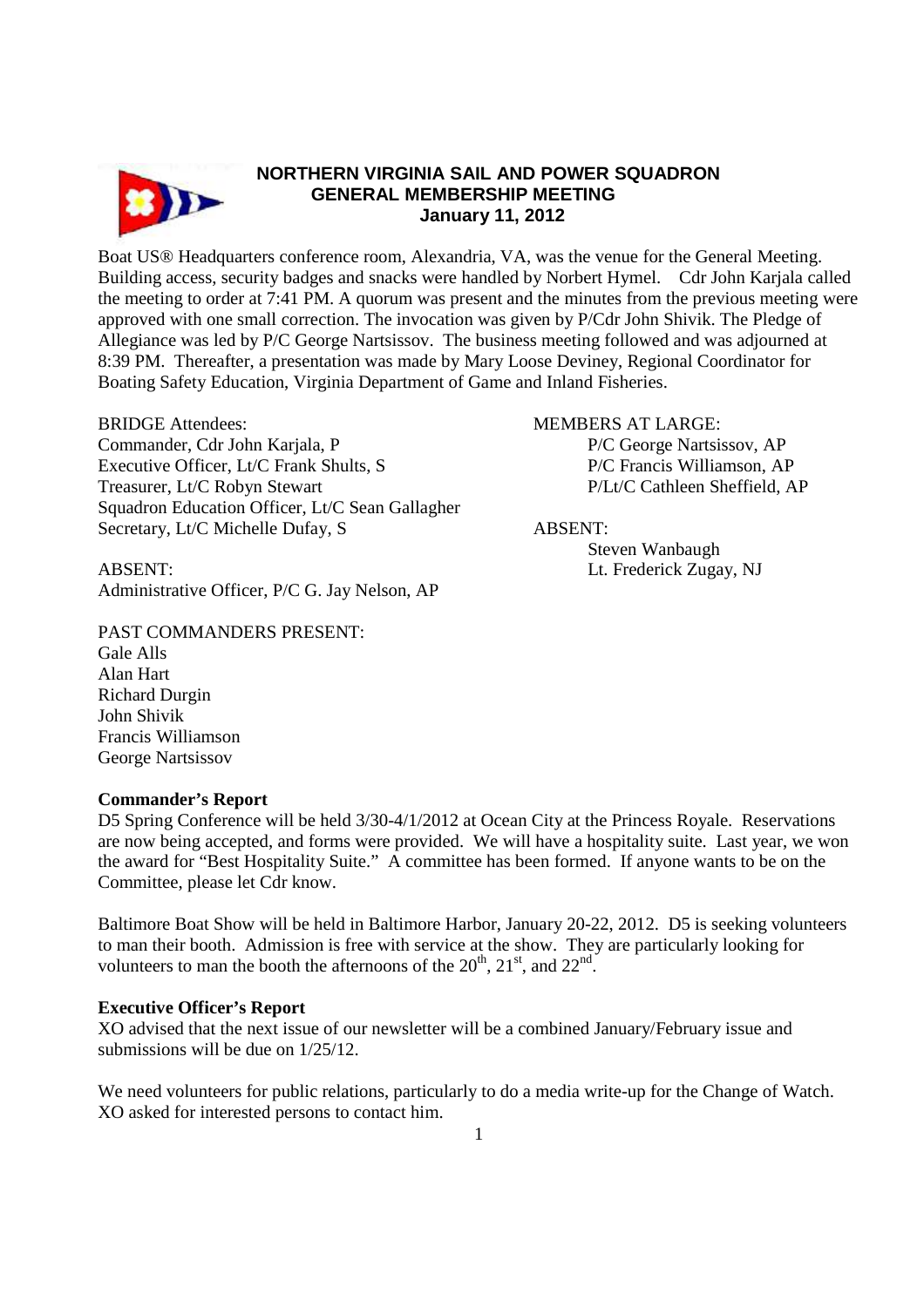# NORTHERN VIRGINIA SAIL AND POWER SQUADRON
## GENERAL MEMBERSHIP MEETING
### January 11, 2012

Boat US® Headquarters conference room, Alexandria, VA, was the venue for the General Meeting. Building access, security badges and snacks were handled by Norbert Hymel. Cdr John Karjala called the meeting to order at 7:41 PM. A quorum was present and the minutes from the previous meeting were approved with one small correction. The invocation was given by P/Cdr John Shivik. The Pledge of Allegiance was led by P/C George Nartsissov. The business meeting followed and was adjourned at 8:39 PM. Thereafter, a presentation was made by Mary Loose Deviney, Regional Coordinator for Boating Safety Education, Virginia Department of Game and Inland Fisheries.

BRIDGE Attendees:
Commander, Cdr John Karjala, P
Executive Officer, Lt/C Frank Shults, S
Treasurer, Lt/C Robyn Stewart
Squadron Education Officer, Lt/C Sean Gallagher
Secretary, Lt/C Michelle Dufay, S

ABSENT:
Administrative Officer, P/C G. Jay Nelson, AP

MEMBERS AT LARGE:
P/C George Nartsissov, AP
P/C Francis Williamson, AP
P/Lt/C Cathleen Sheffield, AP

ABSENT:
Steven Wanbaugh
Lt. Frederick Zugay, NJ

PAST COMMANDERS PRESENT:
Gale Alls
Alan Hart
Richard Durgin
John Shivik
Francis Williamson
George Nartsissov

**Commander's Report**

D5 Spring Conference will be held 3/30-4/1/2012 at Ocean City at the Princess Royale. Reservations are now being accepted, and forms were provided. We will have a hospitality suite. Last year, we won the award for "Best Hospitality Suite." A committee has been formed. If anyone wants to be on the Committee, please let Cdr know.

Baltimore Boat Show will be held in Baltimore Harbor, January 20-22, 2012. D5 is seeking volunteers to man their booth. Admission is free with service at the show. They are particularly looking for volunteers to man the booth the afternoons of the 20th, 21st, and 22nd.

**Executive Officer's Report**

XO advised that the next issue of our newsletter will be a combined January/February issue and submissions will be due on 1/25/12.

We need volunteers for public relations, particularly to do a media write-up for the Change of Watch. XO asked for interested persons to contact him.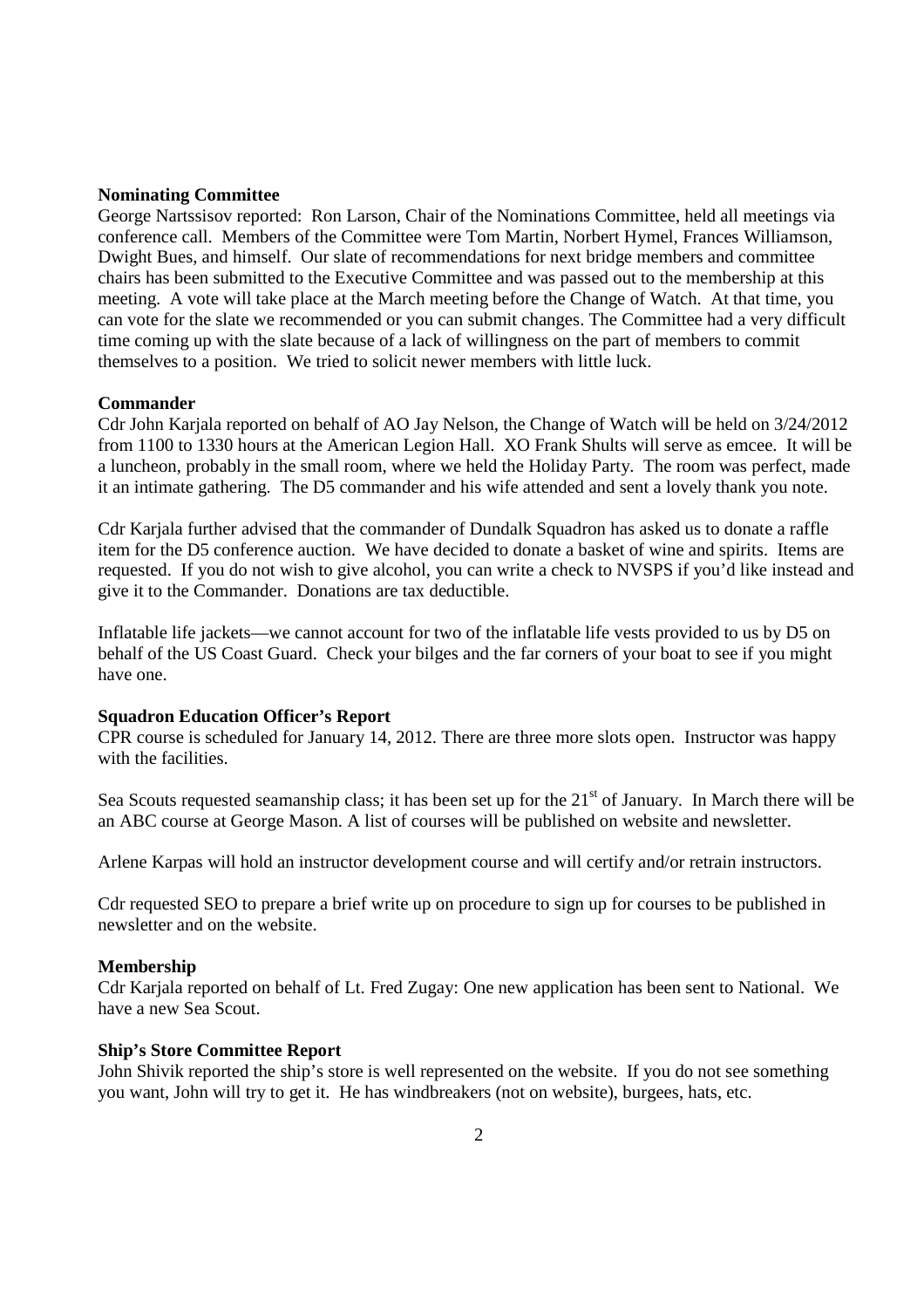**Nominating Committee**

George Nartssisov reported: Ron Larson, Chair of the Nominations Committee, held all meetings via conference call. Members of the Committee were Tom Martin, Norbert Hymel, Frances Williamson, Dwight Bues, and himself. Our slate of recommendations for next bridge members and committee chairs has been submitted to the Executive Committee and was passed out to the membership at this meeting. A vote will take place at the March meeting before the Change of Watch. At that time, you can vote for the slate we recommended or you can submit changes. The Committee had a very difficult time coming up with the slate because of a lack of willingness on the part of members to commit themselves to a position. We tried to solicit newer members with little luck.

**Commander**

Cdr John Karjala reported on behalf of AO Jay Nelson, the Change of Watch will be held on 3/24/2012 from 1100 to 1330 hours at the American Legion Hall. XO Frank Shults will serve as emcee. It will be a luncheon, probably in the small room, where we held the Holiday Party. The room was perfect, made it an intimate gathering. The D5 commander and his wife attended and sent a lovely thank you note.

Cdr Karjala further advised that the commander of Dundalk Squadron has asked us to donate a raffle item for the D5 conference auction. We have decided to donate a basket of wine and spirits. Items are requested. If you do not wish to give alcohol, you can write a check to NVSPS if you'd like instead and give it to the Commander. Donations are tax deductible.

Inflatable life jackets—we cannot account for two of the inflatable life vests provided to us by D5 on behalf of the US Coast Guard. Check your bilges and the far corners of your boat to see if you might have one.

**Squadron Education Officer's Report**

CPR course is scheduled for January 14, 2012. There are three more slots open. Instructor was happy with the facilities.

Sea Scouts requested seamanship class; it has been set up for the 21st of January. In March there will be an ABC course at George Mason. A list of courses will be published on website and newsletter.

Arlene Karpas will hold an instructor development course and will certify and/or retrain instructors.

Cdr requested SEO to prepare a brief write up on procedure to sign up for courses to be published in newsletter and on the website.

**Membership**

Cdr Karjala reported on behalf of Lt. Fred Zugay: One new application has been sent to National. We have a new Sea Scout.

**Ship's Store Committee Report**

John Shivik reported the ship's store is well represented on the website. If you do not see something you want, John will try to get it. He has windbreakers (not on website), burgees, hats, etc.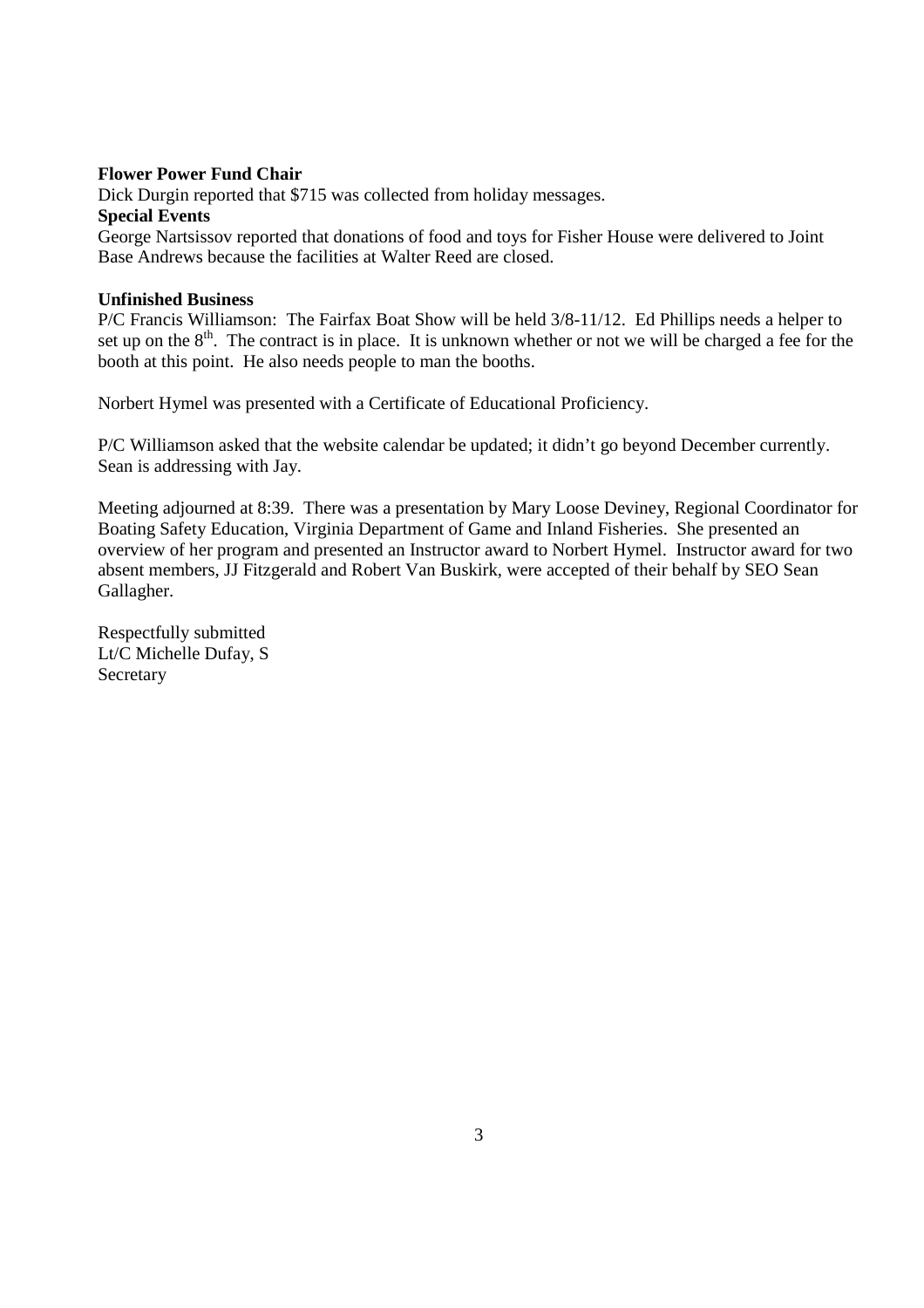**Flower Power Fund Chair**

Dick Durgin reported that $715 was collected from holiday messages.

**Special Events**

George Nartsissov reported that donations of food and toys for Fisher House were delivered to Joint Base Andrews because the facilities at Walter Reed are closed.

**Unfinished Business**

P/C Francis Williamson: The Fairfax Boat Show will be held 3/8-11/12. Ed Phillips needs a helper to set up on the 8th. The contract is in place. It is unknown whether or not we will be charged a fee for the booth at this point. He also needs people to man the booths.

Norbert Hymel was presented with a Certificate of Educational Proficiency.

P/C Williamson asked that the website calendar be updated; it didn't go beyond December currently. Sean is addressing with Jay.

Meeting adjourned at 8:39. There was a presentation by Mary Loose Deviney, Regional Coordinator for Boating Safety Education, Virginia Department of Game and Inland Fisheries. She presented an overview of her program and presented an Instructor award to Norbert Hymel. Instructor award for two absent members, JJ Fitzgerald and Robert Van Buskirk, were accepted of their behalf by SEO Sean Gallagher.

Respectfully submitted
Lt/C Michelle Dufay, S
Secretary